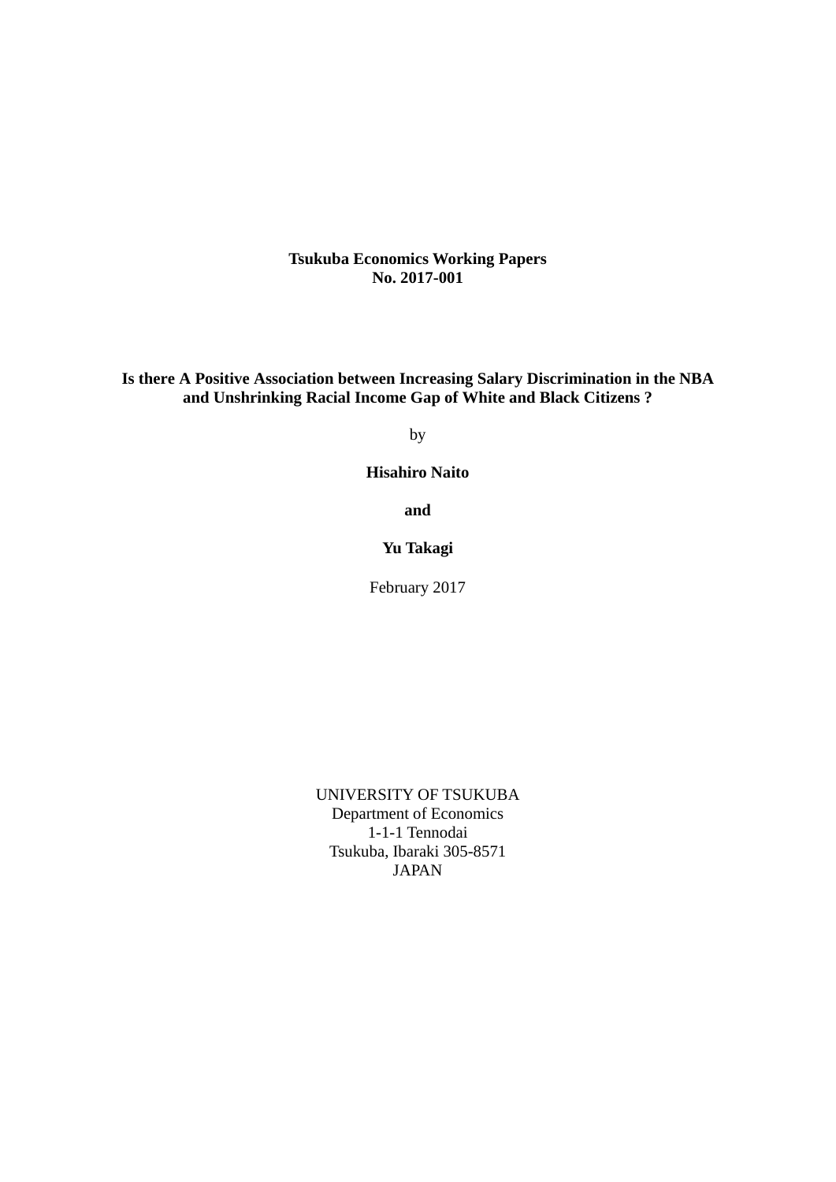**Tsukuba Economics Working Papers**
**No. 2017-001**

# Is there A Positive Association between Increasing Salary Discrimination in the NBA and Unshrinking Racial Income Gap of White and Black Citizens ?

by

**Hisahiro Naito**

**and**

**Yu Takagi**

February 2017

UNIVERSITY OF TSUKUBA
Department of Economics
1-1-1 Tennodai
Tsukuba, Ibaraki 305-8571
JAPAN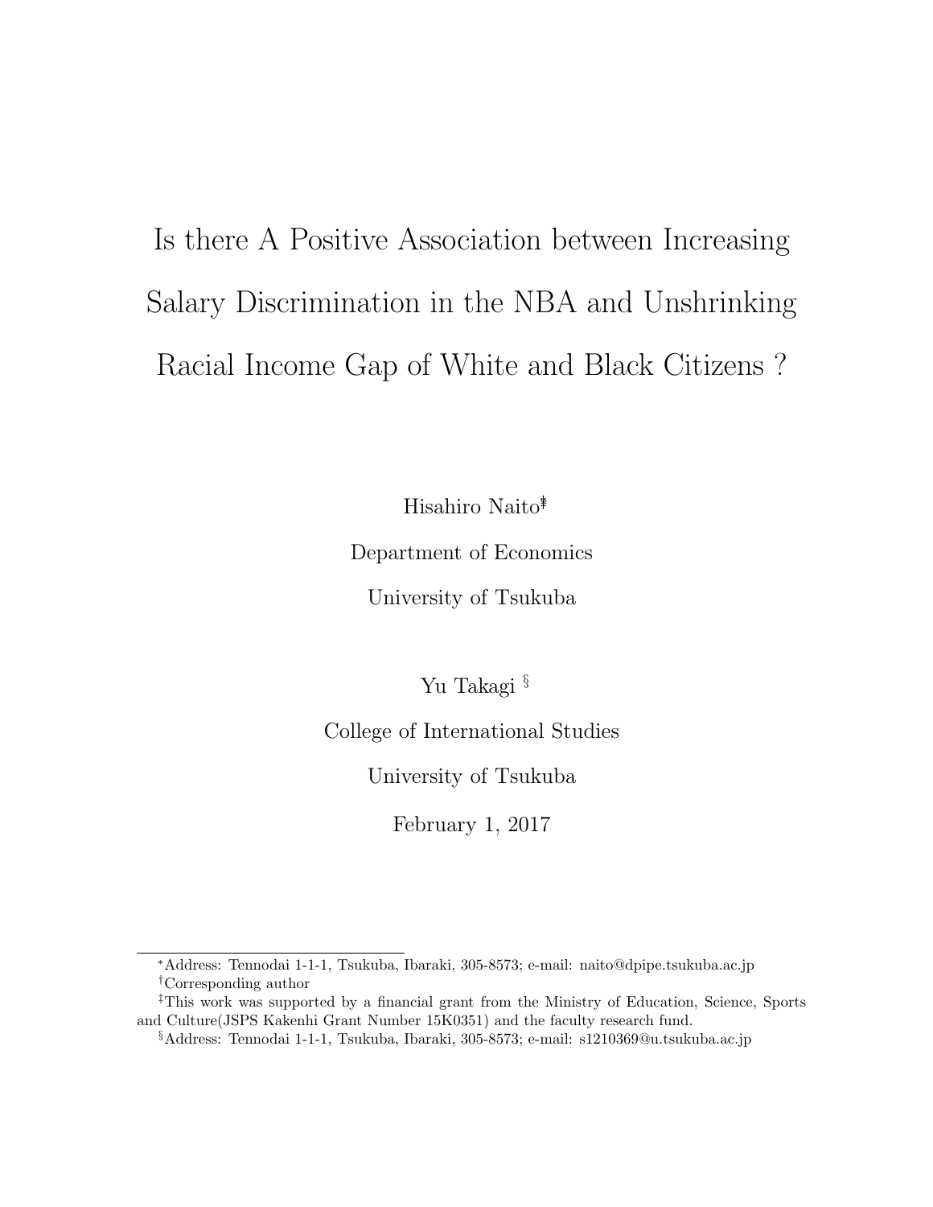# Is there A Positive Association between Increasing Salary Discrimination in the NBA and Unshrinking Racial Income Gap of White and Black Citizens ?

Hisahiro Naito[*†‡]

Department of Economics

University of Tsukuba

Yu Takagi [§]

College of International Studies

University of Tsukuba

February 1, 2017

---

[*]Address: Tennodai 1-1-1, Tsukuba, Ibaraki, 305-8573; e-mail: naito@dpipe.tsukuba.ac.jp

[†]Corresponding author

[‡]This work was supported by a financial grant from the Ministry of Education, Science, Sports and Culture(JSPS Kakenhi Grant Number 15K0351) and the faculty research fund.

[§]Address: Tennodai 1-1-1, Tsukuba, Ibaraki, 305-8573; e-mail: s1210369@u.tsukuba.ac.jp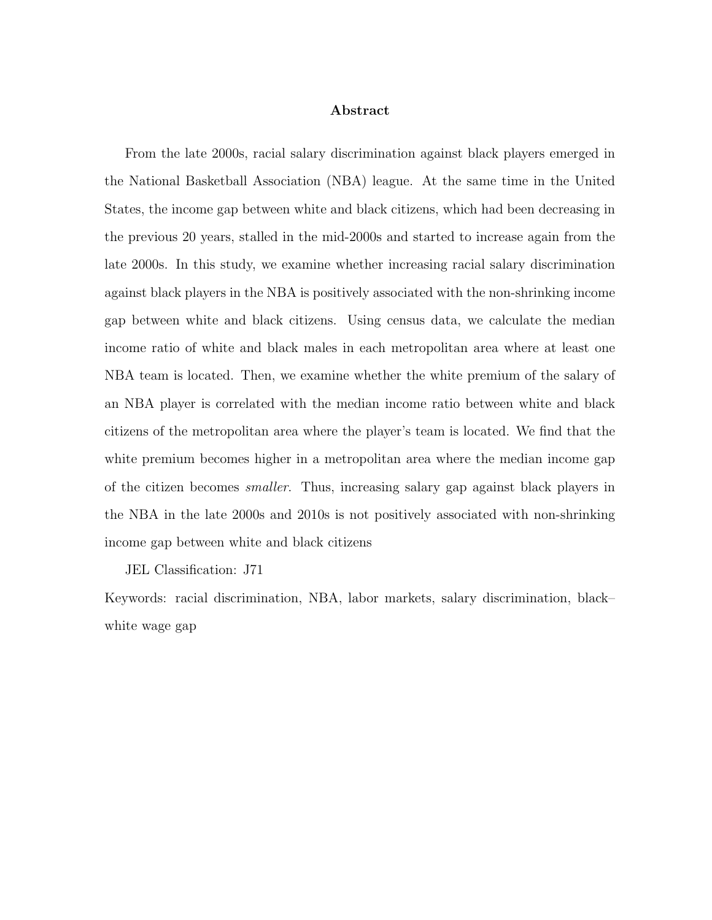## Abstract

From the late 2000s, racial salary discrimination against black players emerged in the National Basketball Association (NBA) league. At the same time in the United States, the income gap between white and black citizens, which had been decreasing in the previous 20 years, stalled in the mid-2000s and started to increase again from the late 2000s. In this study, we examine whether increasing racial salary discrimination against black players in the NBA is positively associated with the non-shrinking income gap between white and black citizens. Using census data, we calculate the median income ratio of white and black males in each metropolitan area where at least one NBA team is located. Then, we examine whether the white premium of the salary of an NBA player is correlated with the median income ratio between white and black citizens of the metropolitan area where the player's team is located. We find that the white premium becomes higher in a metropolitan area where the median income gap of the citizen becomes *smaller*. Thus, increasing salary gap against black players in the NBA in the late 2000s and 2010s is not positively associated with non-shrinking income gap between white and black citizens

JEL Classification: J71

Keywords: racial discrimination, NBA, labor markets, salary discrimination, black–white wage gap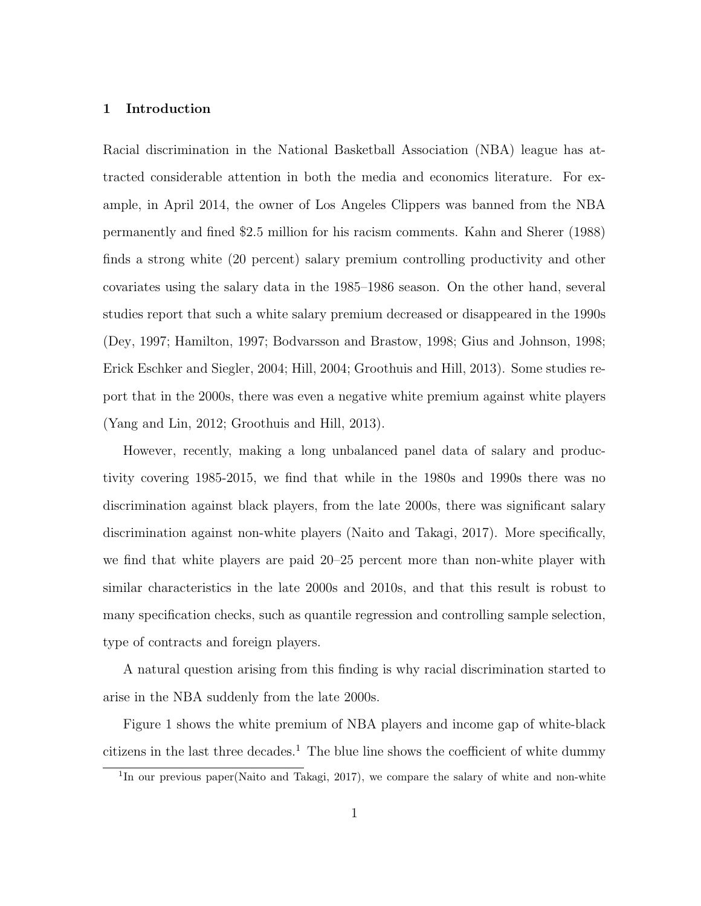## 1 Introduction

Racial discrimination in the National Basketball Association (NBA) league has attracted considerable attention in both the media and economics literature. For example, in April 2014, the owner of Los Angeles Clippers was banned from the NBA permanently and fined $2.5 million for his racism comments. Kahn and Sherer (1988) finds a strong white (20 percent) salary premium controlling productivity and other covariates using the salary data in the 1985–1986 season. On the other hand, several studies report that such a white salary premium decreased or disappeared in the 1990s (Dey, 1997; Hamilton, 1997; Bodvarsson and Brastow, 1998; Gius and Johnson, 1998; Erick Eschker and Siegler, 2004; Hill, 2004; Groothuis and Hill, 2013). Some studies report that in the 2000s, there was even a negative white premium against white players (Yang and Lin, 2012; Groothuis and Hill, 2013).

However, recently, making a long unbalanced panel data of salary and productivity covering 1985-2015, we find that while in the 1980s and 1990s there was no discrimination against black players, from the late 2000s, there was significant salary discrimination against non-white players (Naito and Takagi, 2017). More specifically, we find that white players are paid 20–25 percent more than non-white player with similar characteristics in the late 2000s and 2010s, and that this result is robust to many specification checks, such as quantile regression and controlling sample selection, type of contracts and foreign players.

A natural question arising from this finding is why racial discrimination started to arise in the NBA suddenly from the late 2000s.

Figure 1 shows the white premium of NBA players and income gap of white-black citizens in the last three decades.[1] The blue line shows the coefficient of white dummy

[1] In our previous paper(Naito and Takagi, 2017), we compare the salary of white and non-white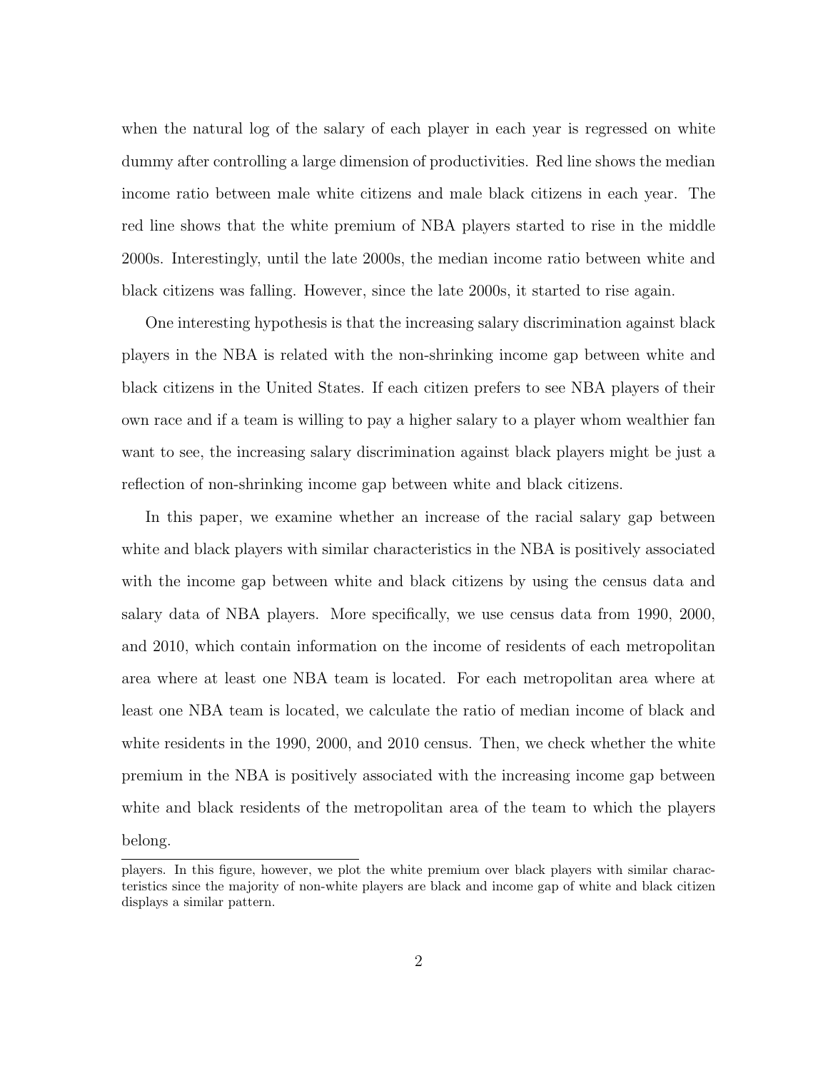when the natural log of the salary of each player in each year is regressed on white dummy after controlling a large dimension of productivities. Red line shows the median income ratio between male white citizens and male black citizens in each year. The red line shows that the white premium of NBA players started to rise in the middle 2000s. Interestingly, until the late 2000s, the median income ratio between white and black citizens was falling. However, since the late 2000s, it started to rise again.

One interesting hypothesis is that the increasing salary discrimination against black players in the NBA is related with the non-shrinking income gap between white and black citizens in the United States. If each citizen prefers to see NBA players of their own race and if a team is willing to pay a higher salary to a player whom wealthier fan want to see, the increasing salary discrimination against black players might be just a reflection of non-shrinking income gap between white and black citizens.

In this paper, we examine whether an increase of the racial salary gap between white and black players with similar characteristics in the NBA is positively associated with the income gap between white and black citizens by using the census data and salary data of NBA players. More specifically, we use census data from 1990, 2000, and 2010, which contain information on the income of residents of each metropolitan area where at least one NBA team is located. For each metropolitan area where at least one NBA team is located, we calculate the ratio of median income of black and white residents in the 1990, 2000, and 2010 census. Then, we check whether the white premium in the NBA is positively associated with the increasing income gap between white and black residents of the metropolitan area of the team to which the players belong.

---

players. In this figure, however, we plot the white premium over black players with similar characteristics since the majority of non-white players are black and income gap of white and black citizen displays a similar pattern.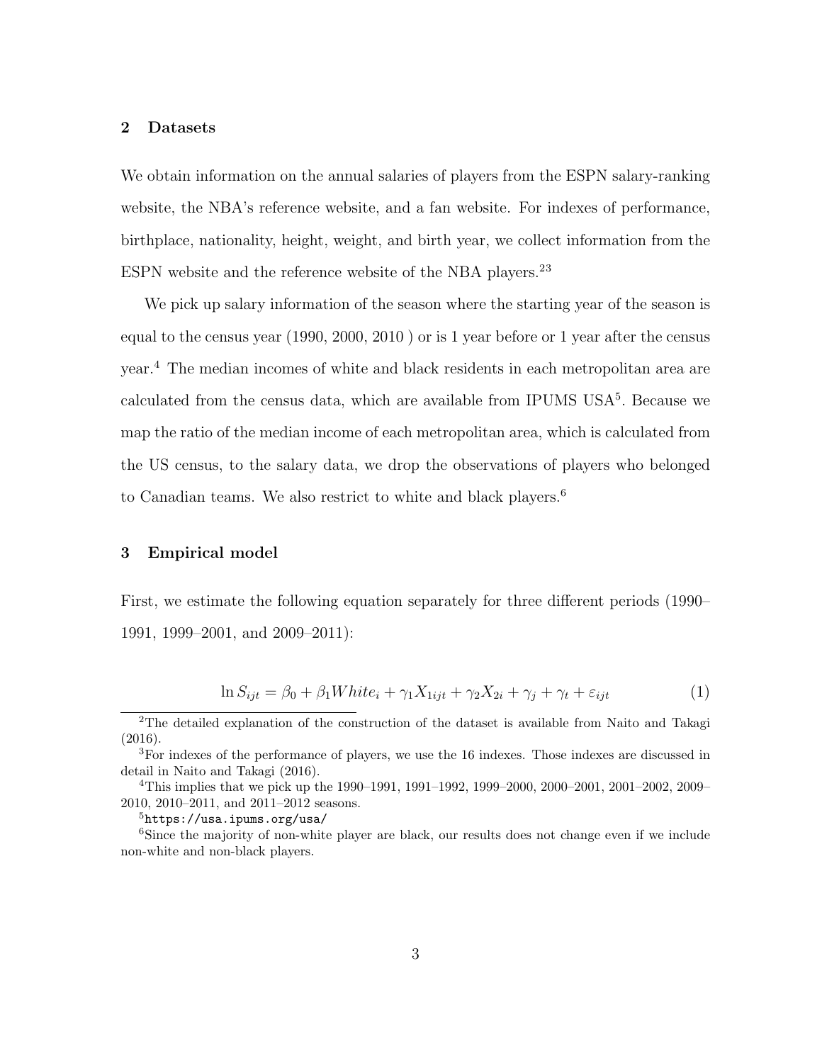## 2 Datasets

We obtain information on the annual salaries of players from the ESPN salary-ranking website, the NBA's reference website, and a fan website. For indexes of performance, birthplace, nationality, height, weight, and birth year, we collect information from the ESPN website and the reference website of the NBA players.[2][3]

We pick up salary information of the season where the starting year of the season is equal to the census year (1990, 2000, 2010 ) or is 1 year before or 1 year after the census year.[4] The median incomes of white and black residents in each metropolitan area are calculated from the census data, which are available from IPUMS USA[5]. Because we map the ratio of the median income of each metropolitan area, which is calculated from the US census, to the salary data, we drop the observations of players who belonged to Canadian teams. We also restrict to white and black players.[6]

## 3 Empirical model

First, we estimate the following equation separately for three different periods (1990–1991, 1999–2001, and 2009–2011):

$$\ln S_{ijt} = \beta_0 + \beta_1 White_i + \gamma_1 X_{1ijt} + \gamma_2 X_{2i} + \gamma_j + \gamma_t + \varepsilon_{ijt} \tag{1}$$

---

[2] The detailed explanation of the construction of the dataset is available from Naito and Takagi (2016).

[3] For indexes of the performance of players, we use the 16 indexes. Those indexes are discussed in detail in Naito and Takagi (2016).

[4] This implies that we pick up the 1990–1991, 1991–1992, 1999–2000, 2000–2001, 2001–2002, 2009–2010, 2010–2011, and 2011–2012 seasons.

[5] `https://usa.ipums.org/usa/`

[6] Since the majority of non-white player are black, our results does not change even if we include non-white and non-black players.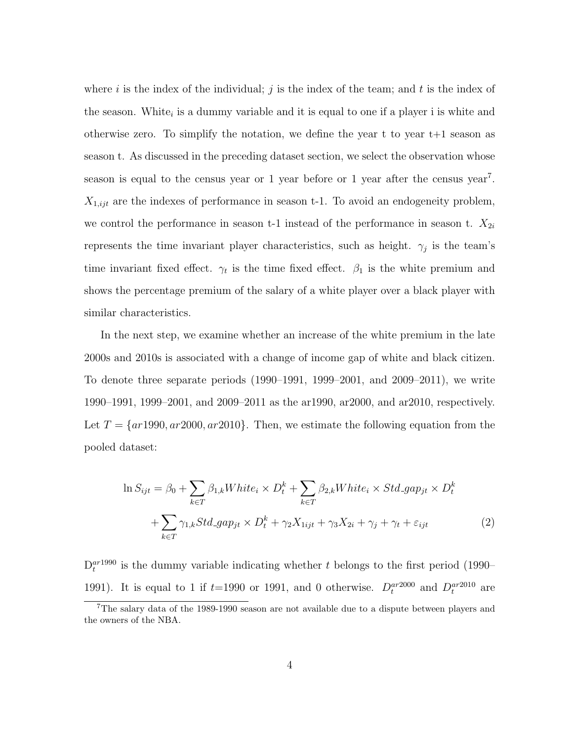where $i$ is the index of the individual; $j$ is the index of the team; and $t$ is the index of the season. White$_i$ is a dummy variable and it is equal to one if a player i is white and otherwise zero. To simplify the notation, we define the year t to year t+1 season as season t. As discussed in the preceding dataset section, we select the observation whose season is equal to the census year or 1 year before or 1 year after the census year[7]. $X_{1,ijt}$ are the indexes of performance in season t-1. To avoid an endogeneity problem, we control the performance in season t-1 instead of the performance in season t. $X_{2i}$ represents the time invariant player characteristics, such as height. $\gamma_j$ is the team's time invariant fixed effect. $\gamma_t$ is the time fixed effect. $\beta_1$ is the white premium and shows the percentage premium of the salary of a white player over a black player with similar characteristics.

In the next step, we examine whether an increase of the white premium in the late 2000s and 2010s is associated with a change of income gap of white and black citizen. To denote three separate periods (1990–1991, 1999–2001, and 2009–2011), we write 1990–1991, 1999–2001, and 2009–2011 as the ar1990, ar2000, and ar2010, respectively. Let $T = \{ar1990, ar2000, ar2010\}$. Then, we estimate the following equation from the pooled dataset:

$$
\begin{aligned}
\ln S_{ijt} = \beta_0 &+ \sum_{k \in T} \beta_{1,k} White_i \times D_t^k + \sum_{k \in T} \beta_{2,k} White_i \times Std\_gap_{jt} \times D_t^k \\
&+ \sum_{k \in T} \gamma_{1,k} Std\_gap_{jt} \times D_t^k + \gamma_2 X_{1ijt} + \gamma_3 X_{2i} + \gamma_j + \gamma_t + \varepsilon_{ijt}
\end{aligned}
\tag{2}
$$

$D_t^{ar1990}$ is the dummy variable indicating whether $t$ belongs to the first period (1990–1991). It is equal to 1 if $t$=1990 or 1991, and 0 otherwise. $D_t^{ar2000}$ and $D_t^{ar2010}$ are

[7] The salary data of the 1989-1990 season are not available due to a dispute between players and the owners of the NBA.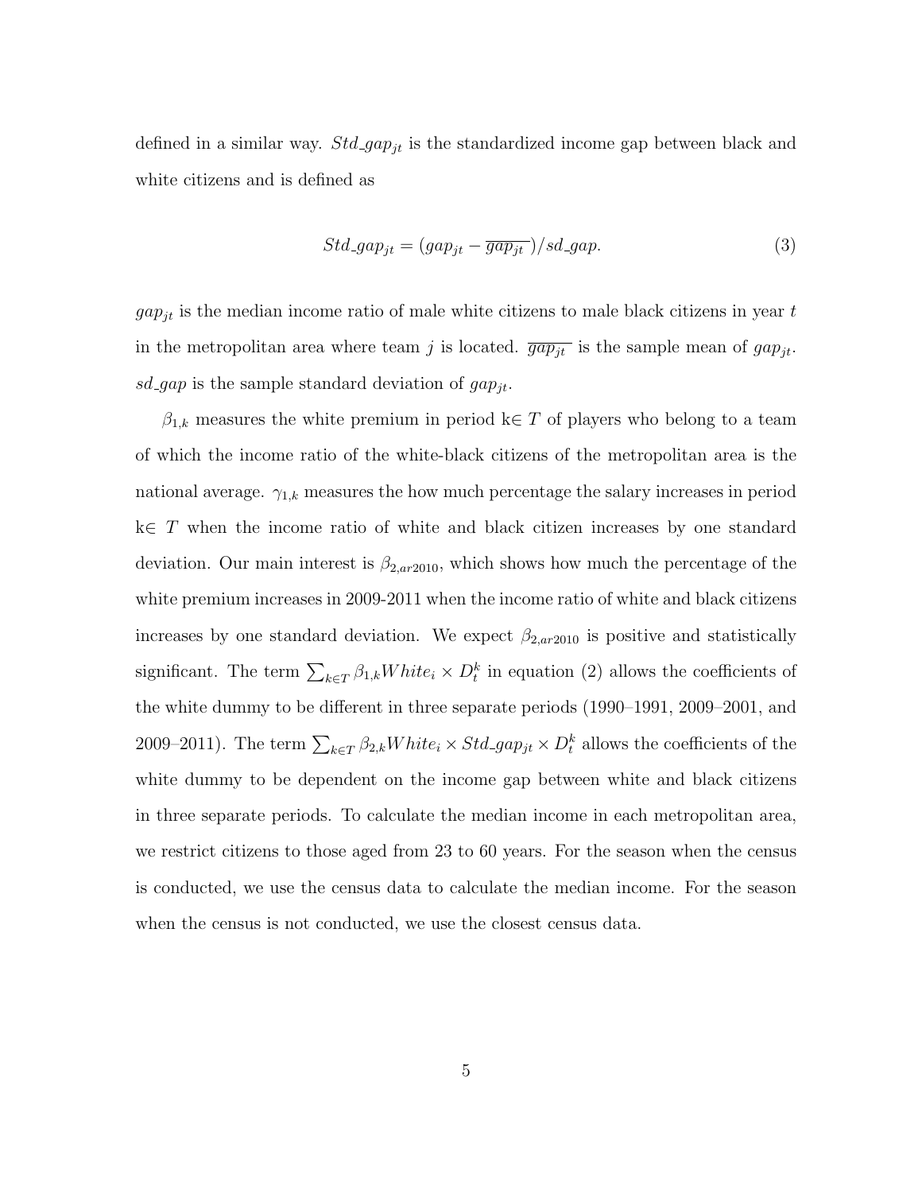defined in a similar way. $Std\_gap_{jt}$ is the standardized income gap between black and white citizens and is defined as

$$Std\_gap_{jt} = (gap_{jt} - \overline{gap_{jt}})/sd\_gap. \tag{3}$$

$gap_{jt}$ is the median income ratio of male white citizens to male black citizens in year $t$ in the metropolitan area where team $j$ is located. $\overline{gap_{jt}}$ is the sample mean of $gap_{jt}$. $sd\_gap$ is the sample standard deviation of $gap_{jt}$.

$\beta_{1,k}$ measures the white premium in period k$\in T$ of players who belong to a team of which the income ratio of the white-black citizens of the metropolitan area is the national average. $\gamma_{1,k}$ measures the how much percentage the salary increases in period k$\in$ $T$ when the income ratio of white and black citizen increases by one standard deviation. Our main interest is $\beta_{2,ar2010}$, which shows how much the percentage of the white premium increases in 2009-2011 when the income ratio of white and black citizens increases by one standard deviation. We expect $\beta_{2,ar2010}$ is positive and statistically significant. The term $\sum_{k \in T} \beta_{1,k} White_i \times D_t^k$ in equation (2) allows the coefficients of the white dummy to be different in three separate periods (1990–1991, 2009–2001, and 2009–2011). The term $\sum_{k \in T} \beta_{2,k} White_i \times Std\_gap_{jt} \times D_t^k$ allows the coefficients of the white dummy to be dependent on the income gap between white and black citizens in three separate periods. To calculate the median income in each metropolitan area, we restrict citizens to those aged from 23 to 60 years. For the season when the census is conducted, we use the census data to calculate the median income. For the season when the census is not conducted, we use the closest census data.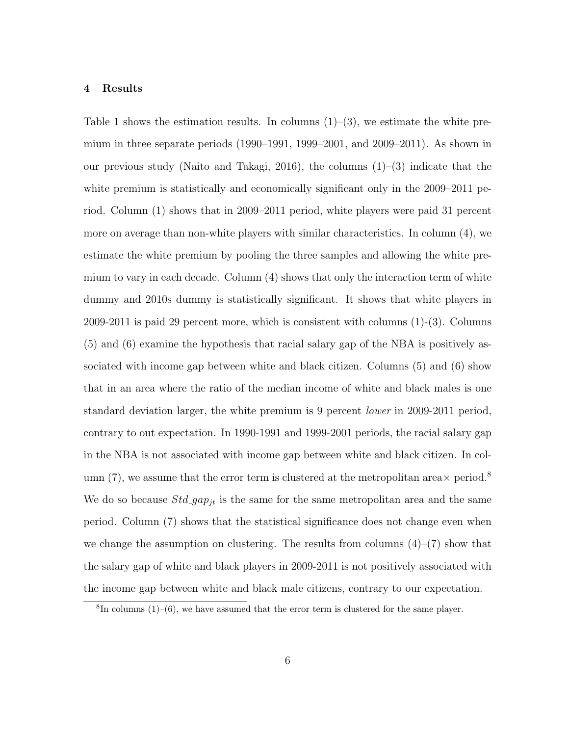## 4 Results

Table 1 shows the estimation results. In columns (1)–(3), we estimate the white premium in three separate periods (1990–1991, 1999–2001, and 2009–2011). As shown in our previous study (Naito and Takagi, 2016), the columns (1)–(3) indicate that the white premium is statistically and economically significant only in the 2009–2011 period. Column (1) shows that in 2009–2011 period, white players were paid 31 percent more on average than non-white players with similar characteristics. In column (4), we estimate the white premium by pooling the three samples and allowing the white premium to vary in each decade. Column (4) shows that only the interaction term of white dummy and 2010s dummy is statistically significant. It shows that white players in 2009-2011 is paid 29 percent more, which is consistent with columns (1)-(3). Columns (5) and (6) examine the hypothesis that racial salary gap of the NBA is positively associated with income gap between white and black citizen. Columns (5) and (6) show that in an area where the ratio of the median income of white and black males is one standard deviation larger, the white premium is 9 percent *lower* in 2009-2011 period, contrary to out expectation. In 1990-1991 and 1999-2001 periods, the racial salary gap in the NBA is not associated with income gap between white and black citizen. In column (7), we assume that the error term is clustered at the metropolitan area× period.[8] We do so because $Std\_gap_{jt}$ is the same for the same metropolitan area and the same period. Column (7) shows that the statistical significance does not change even when we change the assumption on clustering. The results from columns (4)–(7) show that the salary gap of white and black players in 2009-2011 is not positively associated with the income gap between white and black male citizens, contrary to our expectation.

[8] In columns (1)–(6), we have assumed that the error term is clustered for the same player.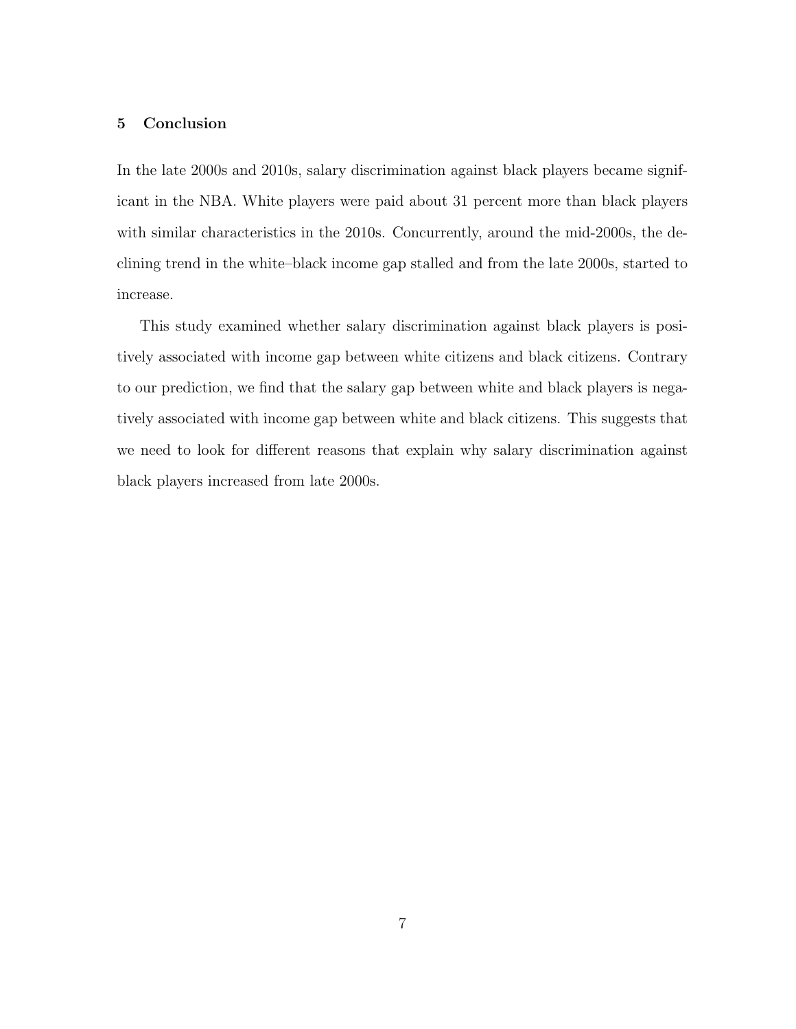## 5 Conclusion

In the late 2000s and 2010s, salary discrimination against black players became significant in the NBA. White players were paid about 31 percent more than black players with similar characteristics in the 2010s. Concurrently, around the mid-2000s, the declining trend in the white–black income gap stalled and from the late 2000s, started to increase.

This study examined whether salary discrimination against black players is positively associated with income gap between white citizens and black citizens. Contrary to our prediction, we find that the salary gap between white and black players is negatively associated with income gap between white and black citizens. This suggests that we need to look for different reasons that explain why salary discrimination against black players increased from late 2000s.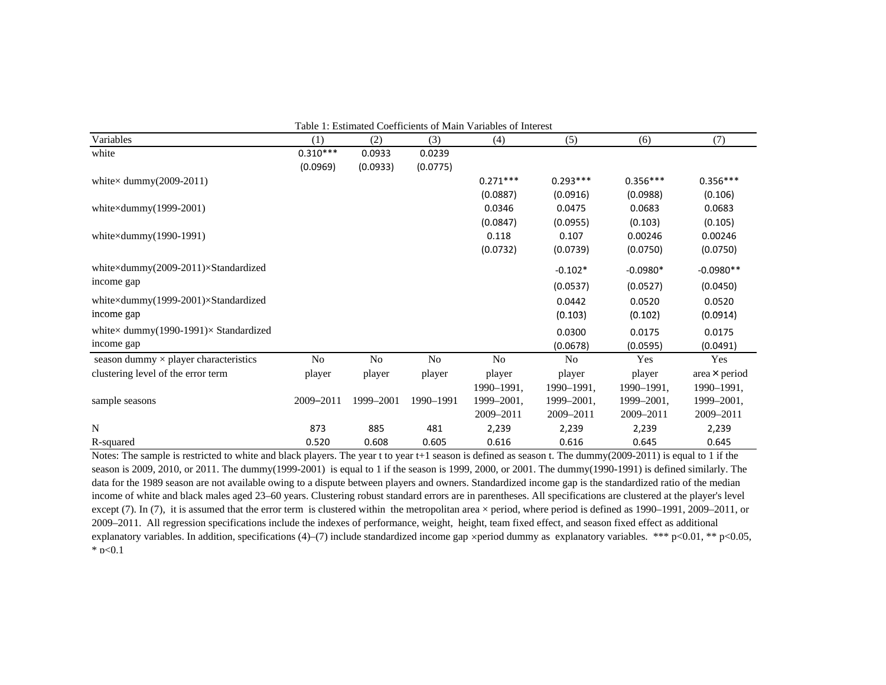Table 1: Estimated Coefficients of Main Variables of Interest

| Variables | (1) | (2) | (3) | (4) | (5) | (6) | (7) |
|---|---|---|---|---|---|---|---|
| white | 0.310*** | 0.0933 | 0.0239 | | | | |
| | (0.0969) | (0.0933) | (0.0775) | | | | |
| white× dummy(2009-2011) | | | | 0.271*** | 0.293*** | 0.356*** | 0.356*** |
| | | | | (0.0887) | (0.0916) | (0.0988) | (0.106) |
| white×dummy(1999-2001) | | | | 0.0346 | 0.0475 | 0.0683 | 0.0683 |
| | | | | (0.0847) | (0.0955) | (0.103) | (0.105) |
| white×dummy(1990-1991) | | | | 0.118 | 0.107 | 0.00246 | 0.00246 |
| | | | | (0.0732) | (0.0739) | (0.0750) | (0.0750) |
| white×dummy(2009-2011)×Standardized income gap | | | | | -0.102* | -0.0980* | -0.0980** |
| | | | | | (0.0537) | (0.0527) | (0.0450) |
| white×dummy(1999-2001)×Standardized income gap | | | | | 0.0442 | 0.0520 | 0.0520 |
| | | | | | (0.103) | (0.102) | (0.0914) |
| white× dummy(1990-1991)× Standardized income gap | | | | | 0.0300 | 0.0175 | 0.0175 |
| | | | | | (0.0678) | (0.0595) | (0.0491) |
| season dummy × player characteristics | No | No | No | No | No | Yes | Yes |
| clustering level of the error term | player | player | player | player | player | player | area × period |
| sample seasons | 2009–2011 | 1999–2001 | 1990–1991 | 1990–1991, 1999–2001, 2009–2011 | 1990–1991, 1999–2001, 2009–2011 | 1990–1991, 1999–2001, 2009–2011 | 1990–1991, 1999–2001, 2009–2011 |
| N | 873 | 885 | 481 | 2,239 | 2,239 | 2,239 | 2,239 |
| R-squared | 0.520 | 0.608 | 0.605 | 0.616 | 0.616 | 0.645 | 0.645 |

Notes: The sample is restricted to white and black players. The year t to year t+1 season is defined as season t. The dummy(2009-2011) is equal to 1 if the season is 2009, 2010, or 2011. The dummy(1999-2001) is equal to 1 if the season is 1999, 2000, or 2001. The dummy(1990-1991) is defined similarly. The data for the 1989 season are not available owing to a dispute between players and owners. Standardized income gap is the standardized ratio of the median income of white and black males aged 23–60 years. Clustering robust standard errors are in parentheses. All specifications are clustered at the player's level except (7). In (7), it is assumed that the error term is clustered within the metropolitan area × period, where period is defined as 1990–1991, 2009–2011, or 2009–2011. All regression specifications include the indexes of performance, weight, height, team fixed effect, and season fixed effect as additional explanatory variables. In addition, specifications (4)–(7) include standardized income gap ×period dummy as explanatory variables. *** p<0.01, ** p<0.05, * p<0.1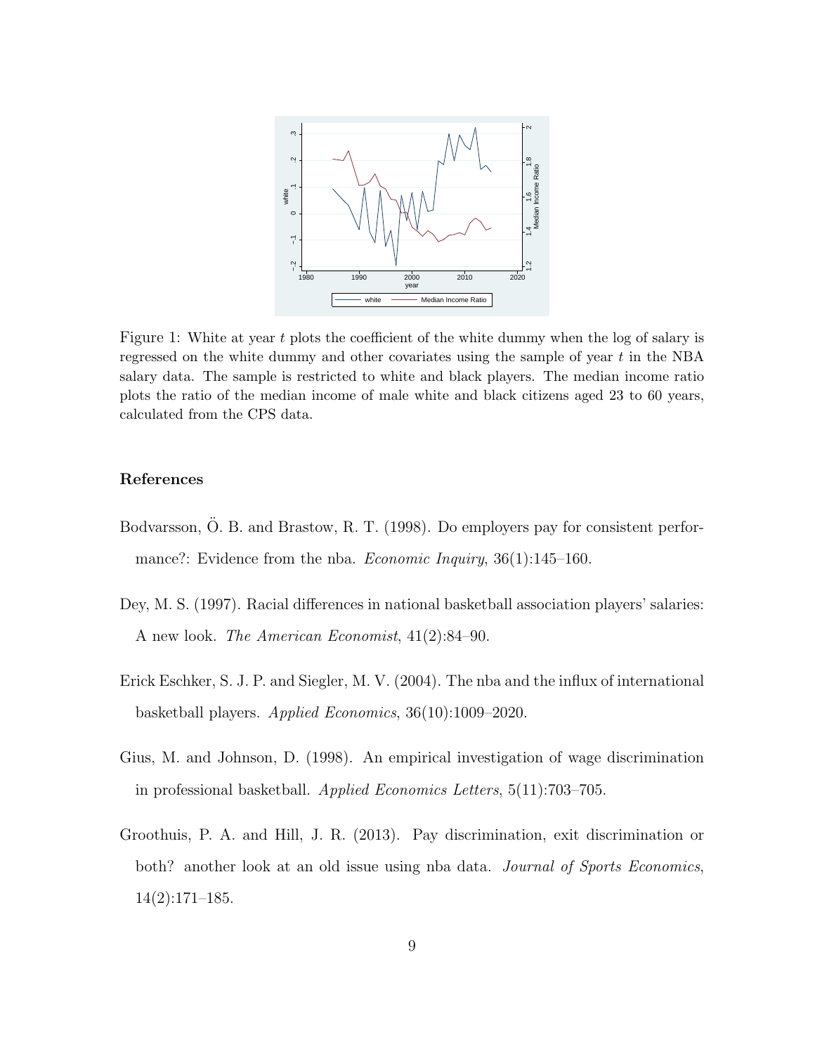Figure 1: White at year $t$ plots the coefficient of the white dummy when the log of salary is regressed on the white dummy and other covariates using the sample of year $t$ in the NBA salary data. The sample is restricted to white and black players. The median income ratio plots the ratio of the median income of male white and black citizens aged 23 to 60 years, calculated from the CPS data.

## References

Bodvarsson, Ö. B. and Brastow, R. T. (1998). Do employers pay for consistent performance?: Evidence from the nba. *Economic Inquiry*, 36(1):145–160.

Dey, M. S. (1997). Racial differences in national basketball association players' salaries: A new look. *The American Economist*, 41(2):84–90.

Erick Eschker, S. J. P. and Siegler, M. V. (2004). The nba and the influx of international basketball players. *Applied Economics*, 36(10):1009–2020.

Gius, M. and Johnson, D. (1998). An empirical investigation of wage discrimination in professional basketball. *Applied Economics Letters*, 5(11):703–705.

Groothuis, P. A. and Hill, J. R. (2013). Pay discrimination, exit discrimination or both? another look at an old issue using nba data. *Journal of Sports Economics*, 14(2):171–185.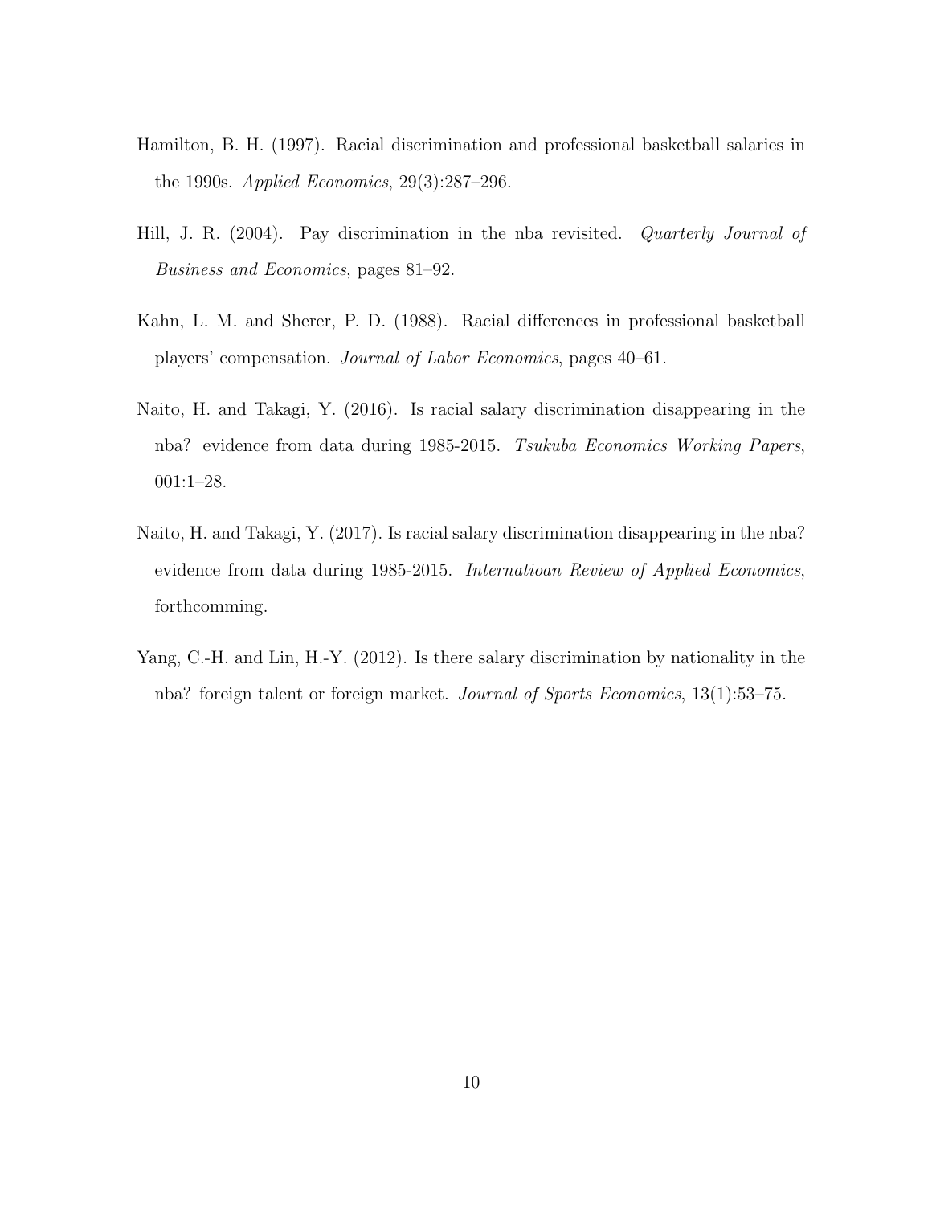Hamilton, B. H. (1997). Racial discrimination and professional basketball salaries in the 1990s. *Applied Economics*, 29(3):287–296.

Hill, J. R. (2004). Pay discrimination in the nba revisited. *Quarterly Journal of Business and Economics*, pages 81–92.

Kahn, L. M. and Sherer, P. D. (1988). Racial differences in professional basketball players' compensation. *Journal of Labor Economics*, pages 40–61.

Naito, H. and Takagi, Y. (2016). Is racial salary discrimination disappearing in the nba? evidence from data during 1985-2015. *Tsukuba Economics Working Papers*, 001:1–28.

Naito, H. and Takagi, Y. (2017). Is racial salary discrimination disappearing in the nba? evidence from data during 1985-2015. *Internatioan Review of Applied Economics*, forthcomming.

Yang, C.-H. and Lin, H.-Y. (2012). Is there salary discrimination by nationality in the nba? foreign talent or foreign market. *Journal of Sports Economics*, 13(1):53–75.